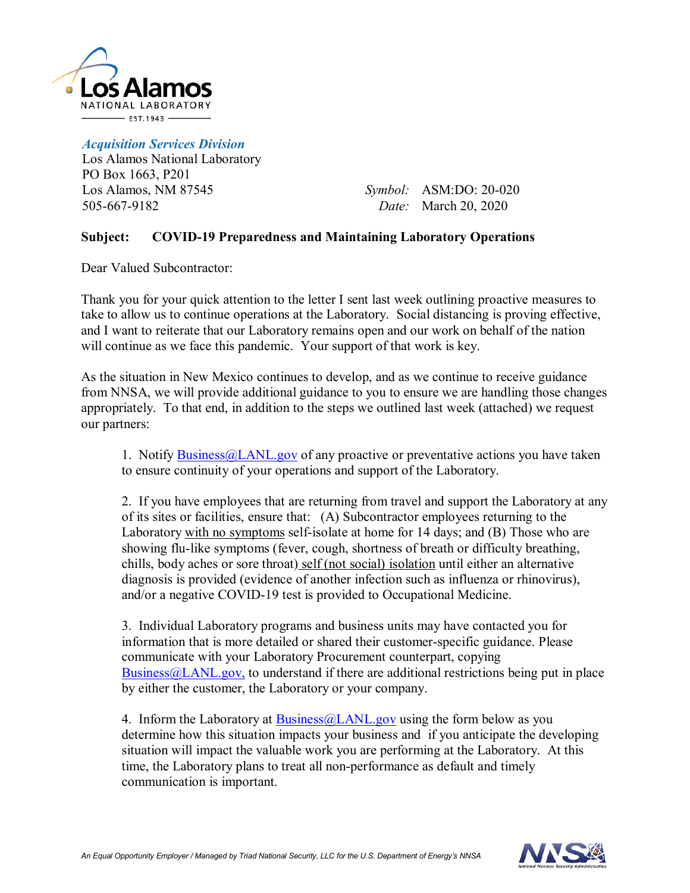Los Alamos NATIONAL LABORATORY EST. 1943

*Acquisition Services Division*
Los Alamos National Laboratory
PO Box 1663, P201
Los Alamos, NM 87545
505-667-9182

*Symbol:* ASM:DO: 20-020
*Date:* March 20, 2020

**Subject: COVID-19 Preparedness and Maintaining Laboratory Operations**

Dear Valued Subcontractor:

Thank you for your quick attention to the letter I sent last week outlining proactive measures to take to allow us to continue operations at the Laboratory. Social distancing is proving effective, and I want to reiterate that our Laboratory remains open and our work on behalf of the nation will continue as we face this pandemic. Your support of that work is key.

As the situation in New Mexico continues to develop, and as we continue to receive guidance from NNSA, we will provide additional guidance to you to ensure we are handling those changes appropriately. To that end, in addition to the steps we outlined last week (attached) we request our partners:

1. Notify Business@LANL.gov of any proactive or preventative actions you have taken to ensure continuity of your operations and support of the Laboratory.

2. If you have employees that are returning from travel and support the Laboratory at any of its sites or facilities, ensure that: (A) Subcontractor employees returning to the Laboratory with no symptoms self-isolate at home for 14 days; and (B) Those who are showing flu-like symptoms (fever, cough, shortness of breath or difficulty breathing, chills, body aches or sore throat) self (not social) isolation until either an alternative diagnosis is provided (evidence of another infection such as influenza or rhinovirus), and/or a negative COVID-19 test is provided to Occupational Medicine.

3. Individual Laboratory programs and business units may have contacted you for information that is more detailed or shared their customer-specific guidance. Please communicate with your Laboratory Procurement counterpart, copying Business@LANL.gov, to understand if there are additional restrictions being put in place by either the customer, the Laboratory or your company.

4. Inform the Laboratory at Business@LANL.gov using the form below as you determine how this situation impacts your business and if you anticipate the developing situation will impact the valuable work you are performing at the Laboratory. At this time, the Laboratory plans to treat all non-performance as default and timely communication is important.

*An Equal Opportunity Employer / Managed by Triad National Security, LLC for the U.S. Department of Energy's NNSA*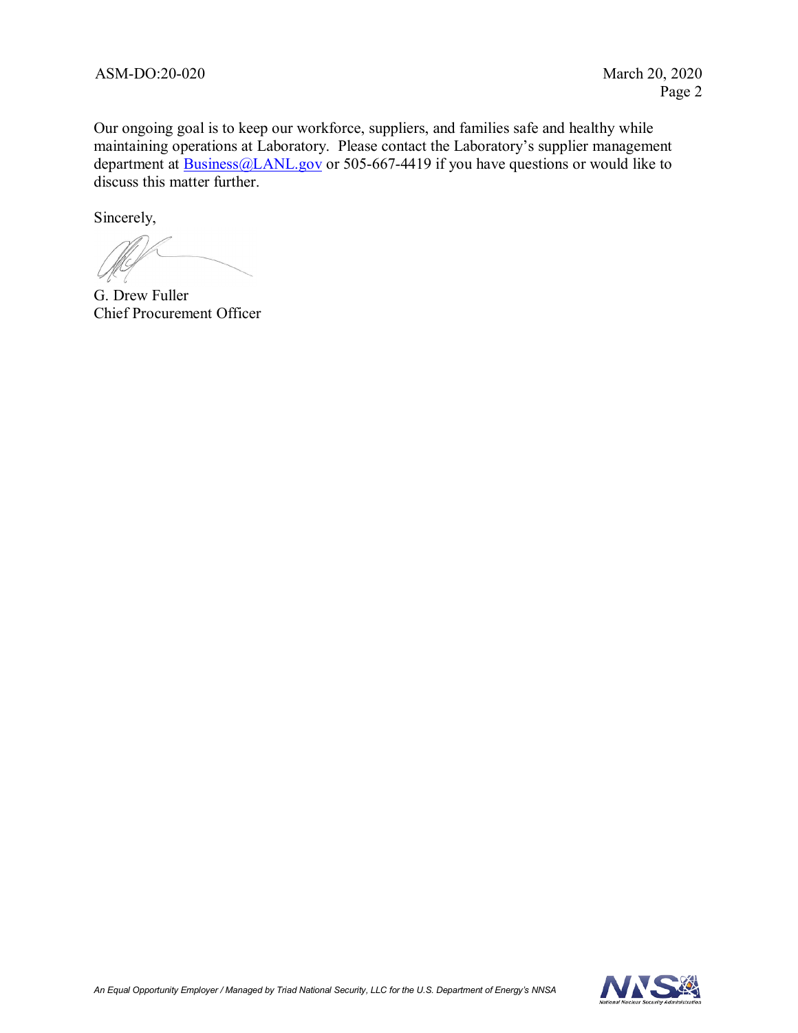Our ongoing goal is to keep our workforce, suppliers, and families safe and healthy while maintaining operations at Laboratory. Please contact the Laboratory's supplier management department at [Business@LANL.gov](mailto:Business@LANL.gov) or 505-667-4419 if you have questions or would like to discuss this matter further.

Sincerely,

G. Drew Fuller
Chief Procurement Officer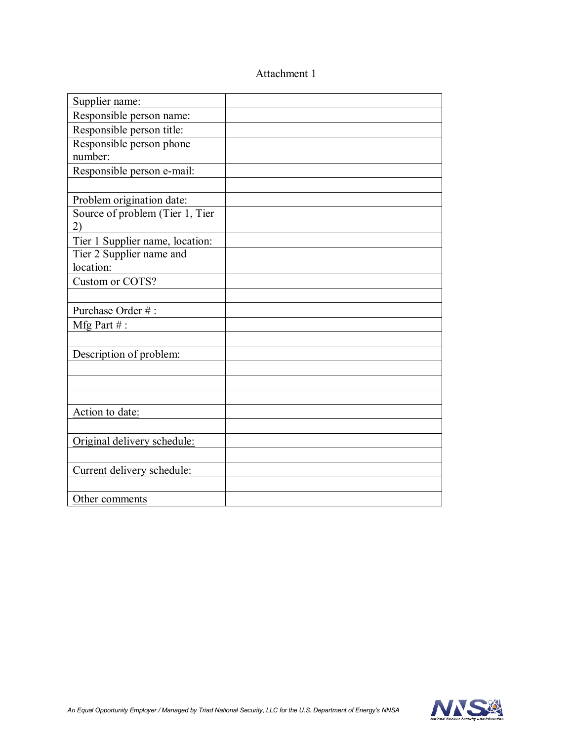Attachment 1

| | |
|---|---|
| Supplier name: | |
| Responsible person name: | |
| Responsible person title: | |
| Responsible person phone number: | |
| Responsible person e-mail: | |
| | |
| Problem origination date: | |
| Source of problem (Tier 1, Tier 2) | |
| Tier 1 Supplier name, location: | |
| Tier 2 Supplier name and location: | |
| Custom or COTS? | |
| | |
| Purchase Order # : | |
| Mfg Part # : | |
| | |
| Description of problem: | |
| | |
| | |
| | |
| Action to date: | |
| | |
| Original delivery schedule: | |
| | |
| Current delivery schedule: | |
| | |
| Other comments | |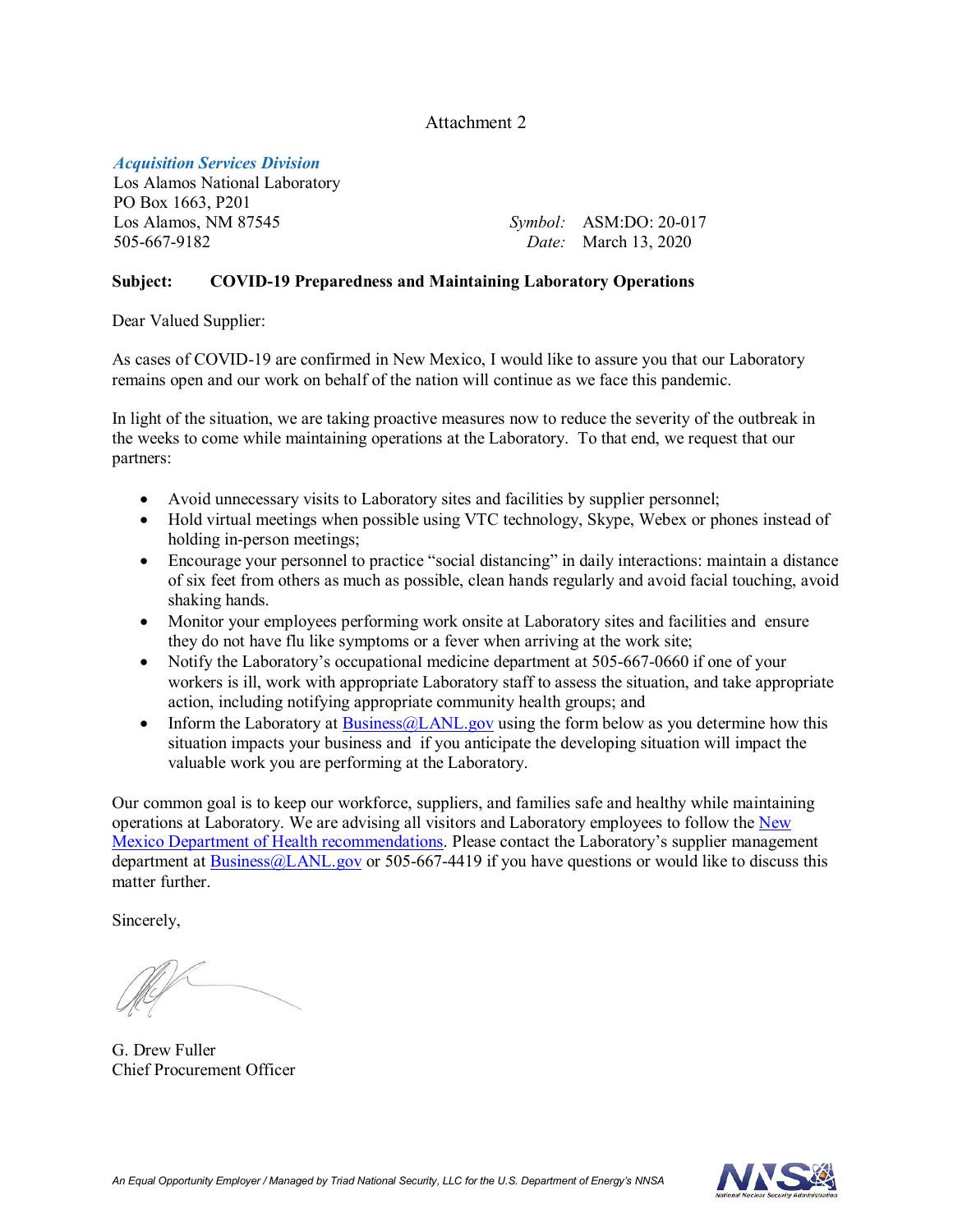Attachment 2

***Acquisition Services Division***
Los Alamos National Laboratory
PO Box 1663, P201
Los Alamos, NM 87545
505-667-9182

*Symbol:* ASM:DO: 20-017
*Date:* March 13, 2020

**Subject: COVID-19 Preparedness and Maintaining Laboratory Operations**

Dear Valued Supplier:

As cases of COVID-19 are confirmed in New Mexico, I would like to assure you that our Laboratory remains open and our work on behalf of the nation will continue as we face this pandemic.

In light of the situation, we are taking proactive measures now to reduce the severity of the outbreak in the weeks to come while maintaining operations at the Laboratory. To that end, we request that our partners:

- Avoid unnecessary visits to Laboratory sites and facilities by supplier personnel;
- Hold virtual meetings when possible using VTC technology, Skype, Webex or phones instead of holding in-person meetings;
- Encourage your personnel to practice "social distancing" in daily interactions: maintain a distance of six feet from others as much as possible, clean hands regularly and avoid facial touching, avoid shaking hands.
- Monitor your employees performing work onsite at Laboratory sites and facilities and ensure they do not have flu like symptoms or a fever when arriving at the work site;
- Notify the Laboratory's occupational medicine department at 505-667-0660 if one of your workers is ill, work with appropriate Laboratory staff to assess the situation, and take appropriate action, including notifying appropriate community health groups; and
- Inform the Laboratory at Business@LANL.gov using the form below as you determine how this situation impacts your business and if you anticipate the developing situation will impact the valuable work you are performing at the Laboratory.

Our common goal is to keep our workforce, suppliers, and families safe and healthy while maintaining operations at Laboratory. We are advising all visitors and Laboratory employees to follow the New Mexico Department of Health recommendations. Please contact the Laboratory's supplier management department at Business@LANL.gov or 505-667-4419 if you have questions or would like to discuss this matter further.

Sincerely,

G. Drew Fuller
Chief Procurement Officer

*An Equal Opportunity Employer / Managed by Triad National Security, LLC for the U.S. Department of Energy's NNSA*